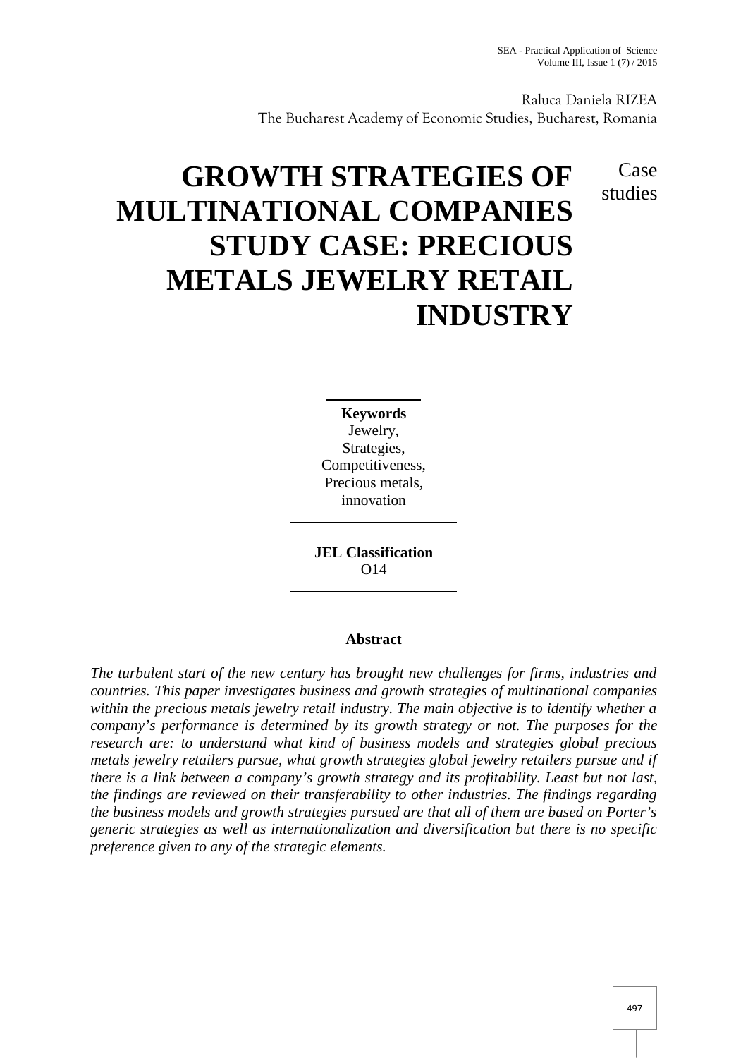Raluca Daniela RIZEA
The Bucharest Academy of Economic Studies, Bucharest, Romania

Case studies

# GROWTH STRATEGIES OF MULTINATIONAL COMPANIES STUDY CASE: PRECIOUS METALS JEWELRY RETAIL INDUSTRY

**Keywords**
Jewelry,
Strategies,
Competitiveness,
Precious metals,
innovation

**JEL Classification**
O14

### Abstract

*The turbulent start of the new century has brought new challenges for firms, industries and countries. This paper investigates business and growth strategies of multinational companies within the precious metals jewelry retail industry. The main objective is to identify whether a company's performance is determined by its growth strategy or not. The purposes for the research are: to understand what kind of business models and strategies global precious metals jewelry retailers pursue, what growth strategies global jewelry retailers pursue and if there is a link between a company's growth strategy and its profitability. Least but not last, the findings are reviewed on their transferability to other industries. The findings regarding the business models and growth strategies pursued are that all of them are based on Porter's generic strategies as well as internationalization and diversification but there is no specific preference given to any of the strategic elements.*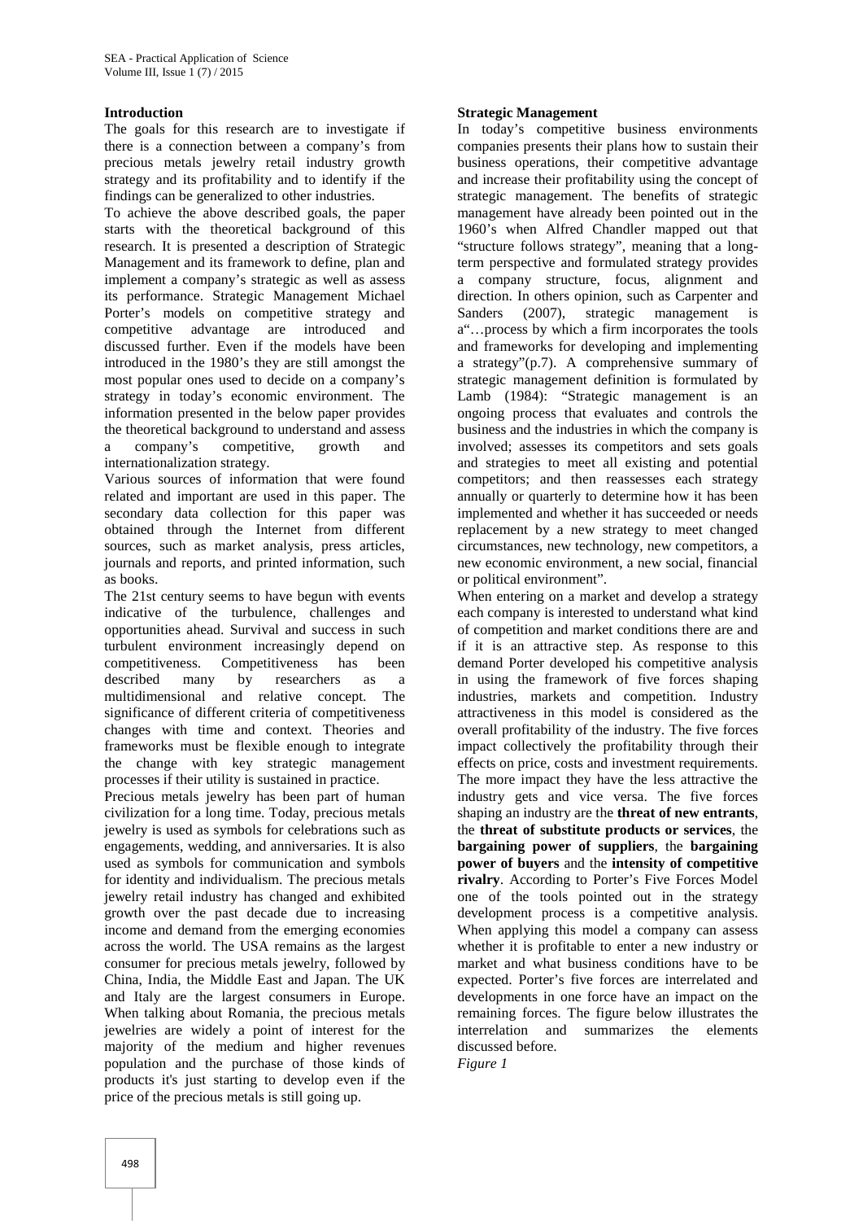## Introduction

The goals for this research are to investigate if there is a connection between a company's from precious metals jewelry retail industry growth strategy and its profitability and to identify if the findings can be generalized to other industries.

To achieve the above described goals, the paper starts with the theoretical background of this research. It is presented a description of Strategic Management and its framework to define, plan and implement a company's strategic as well as assess its performance. Strategic Management Michael Porter's models on competitive strategy and competitive advantage are introduced and discussed further. Even if the models have been introduced in the 1980's they are still amongst the most popular ones used to decide on a company's strategy in today's economic environment. The information presented in the below paper provides the theoretical background to understand and assess a company's competitive, growth and internationalization strategy.

Various sources of information that were found related and important are used in this paper. The secondary data collection for this paper was obtained through the Internet from different sources, such as market analysis, press articles, journals and reports, and printed information, such as books.

The 21st century seems to have begun with events indicative of the turbulence, challenges and opportunities ahead. Survival and success in such turbulent environment increasingly depend on competitiveness. Competitiveness has been described many by researchers as a multidimensional and relative concept. The significance of different criteria of competitiveness changes with time and context. Theories and frameworks must be flexible enough to integrate the change with key strategic management processes if their utility is sustained in practice.

Precious metals jewelry has been part of human civilization for a long time. Today, precious metals jewelry is used as symbols for celebrations such as engagements, wedding, and anniversaries. It is also used as symbols for communication and symbols for identity and individualism. The precious metals jewelry retail industry has changed and exhibited growth over the past decade due to increasing income and demand from the emerging economies across the world. The USA remains as the largest consumer for precious metals jewelry, followed by China, India, the Middle East and Japan. The UK and Italy are the largest consumers in Europe. When talking about Romania, the precious metals jewelries are widely a point of interest for the majority of the medium and higher revenues population and the purchase of those kinds of products it's just starting to develop even if the price of the precious metals is still going up.

## Strategic Management

In today's competitive business environments companies presents their plans how to sustain their business operations, their competitive advantage and increase their profitability using the concept of strategic management. The benefits of strategic management have already been pointed out in the 1960's when Alfred Chandler mapped out that "structure follows strategy", meaning that a long-term perspective and formulated strategy provides a company structure, focus, alignment and direction. In others opinion, such as Carpenter and Sanders (2007), strategic management is a"…process by which a firm incorporates the tools and frameworks for developing and implementing a strategy"(p.7). A comprehensive summary of strategic management definition is formulated by Lamb (1984): "Strategic management is an ongoing process that evaluates and controls the business and the industries in which the company is involved; assesses its competitors and sets goals and strategies to meet all existing and potential competitors; and then reassesses each strategy annually or quarterly to determine how it has been implemented and whether it has succeeded or needs replacement by a new strategy to meet changed circumstances, new technology, new competitors, a new economic environment, a new social, financial or political environment".

When entering on a market and develop a strategy each company is interested to understand what kind of competition and market conditions there are and if it is an attractive step. As response to this demand Porter developed his competitive analysis in using the framework of five forces shaping industries, markets and competition. Industry attractiveness in this model is considered as the overall profitability of the industry. The five forces impact collectively the profitability through their effects on price, costs and investment requirements. The more impact they have the less attractive the industry gets and vice versa. The five forces shaping an industry are the **threat of new entrants**, the **threat of substitute products or services**, the **bargaining power of suppliers**, the **bargaining power of buyers** and the **intensity of competitive rivalry**. According to Porter's Five Forces Model one of the tools pointed out in the strategy development process is a competitive analysis. When applying this model a company can assess whether it is profitable to enter a new industry or market and what business conditions have to be expected. Porter's five forces are interrelated and developments in one force have an impact on the remaining forces. The figure below illustrates the interrelation and summarizes the elements discussed before.

*Figure 1*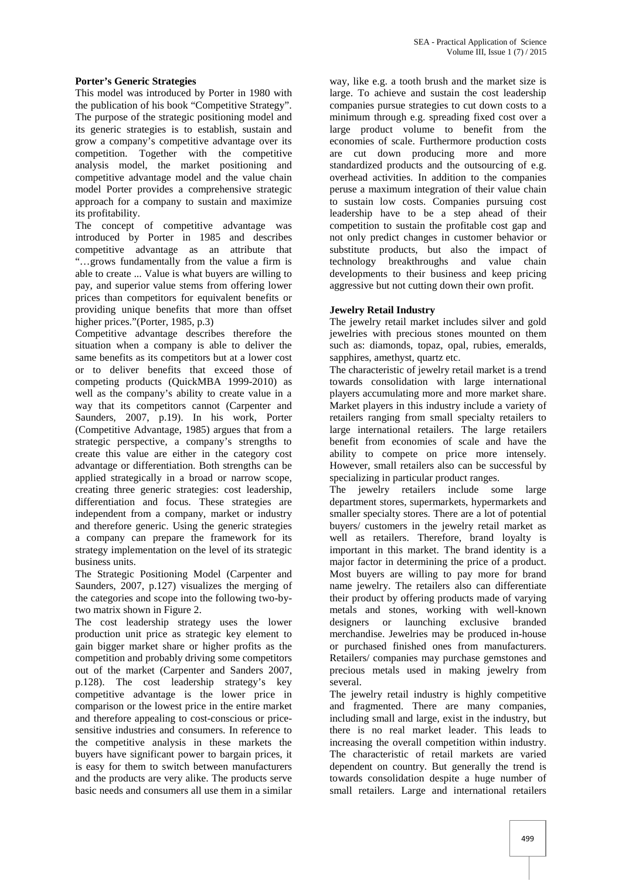**Porter's Generic Strategies**

This model was introduced by Porter in 1980 with the publication of his book "Competitive Strategy". The purpose of the strategic positioning model and its generic strategies is to establish, sustain and grow a company's competitive advantage over its competition. Together with the competitive analysis model, the market positioning and competitive advantage model and the value chain model Porter provides a comprehensive strategic approach for a company to sustain and maximize its profitability.

The concept of competitive advantage was introduced by Porter in 1985 and describes competitive advantage as an attribute that "…grows fundamentally from the value a firm is able to create ... Value is what buyers are willing to pay, and superior value stems from offering lower prices than competitors for equivalent benefits or providing unique benefits that more than offset higher prices."(Porter, 1985, p.3)

Competitive advantage describes therefore the situation when a company is able to deliver the same benefits as its competitors but at a lower cost or to deliver benefits that exceed those of competing products (QuickMBA 1999-2010) as well as the company's ability to create value in a way that its competitors cannot (Carpenter and Saunders, 2007, p.19). In his work, Porter (Competitive Advantage, 1985) argues that from a strategic perspective, a company's strengths to create this value are either in the category cost advantage or differentiation. Both strengths can be applied strategically in a broad or narrow scope, creating three generic strategies: cost leadership, differentiation and focus. These strategies are independent from a company, market or industry and therefore generic. Using the generic strategies a company can prepare the framework for its strategy implementation on the level of its strategic business units.

The Strategic Positioning Model (Carpenter and Saunders, 2007, p.127) visualizes the merging of the categories and scope into the following two-by-two matrix shown in Figure 2.

The cost leadership strategy uses the lower production unit price as strategic key element to gain bigger market share or higher profits as the competition and probably driving some competitors out of the market (Carpenter and Sanders 2007, p.128). The cost leadership strategy's key competitive advantage is the lower price in comparison or the lowest price in the entire market and therefore appealing to cost-conscious or price-sensitive industries and consumers. In reference to the competitive analysis in these markets the buyers have significant power to bargain prices, it is easy for them to switch between manufacturers and the products are very alike. The products serve basic needs and consumers all use them in a similar way, like e.g. a tooth brush and the market size is large. To achieve and sustain the cost leadership companies pursue strategies to cut down costs to a minimum through e.g. spreading fixed cost over a large product volume to benefit from the economies of scale. Furthermore production costs are cut down producing more and more standardized products and the outsourcing of e.g. overhead activities. In addition to the companies peruse a maximum integration of their value chain to sustain low costs. Companies pursuing cost leadership have to be a step ahead of their competition to sustain the profitable cost gap and not only predict changes in customer behavior or substitute products, but also the impact of technology breakthroughs and value chain developments to their business and keep pricing aggressive but not cutting down their own profit.

**Jewelry Retail Industry**

The jewelry retail market includes silver and gold jewelries with precious stones mounted on them such as: diamonds, topaz, opal, rubies, emeralds, sapphires, amethyst, quartz etc.

The characteristic of jewelry retail market is a trend towards consolidation with large international players accumulating more and more market share. Market players in this industry include a variety of retailers ranging from small specialty retailers to large international retailers. The large retailers benefit from economies of scale and have the ability to compete on price more intensely. However, small retailers also can be successful by specializing in particular product ranges.

The jewelry retailers include some large department stores, supermarkets, hypermarkets and smaller specialty stores. There are a lot of potential buyers/ customers in the jewelry retail market as well as retailers. Therefore, brand loyalty is important in this market. The brand identity is a major factor in determining the price of a product. Most buyers are willing to pay more for brand name jewelry. The retailers also can differentiate their product by offering products made of varying metals and stones, working with well-known designers or launching exclusive branded merchandise. Jewelries may be produced in-house or purchased finished ones from manufacturers. Retailers/ companies may purchase gemstones and precious metals used in making jewelry from several.

The jewelry retail industry is highly competitive and fragmented. There are many companies, including small and large, exist in the industry, but there is no real market leader. This leads to increasing the overall competition within industry. The characteristic of retail markets are varied dependent on country. But generally the trend is towards consolidation despite a huge number of small retailers. Large and international retailers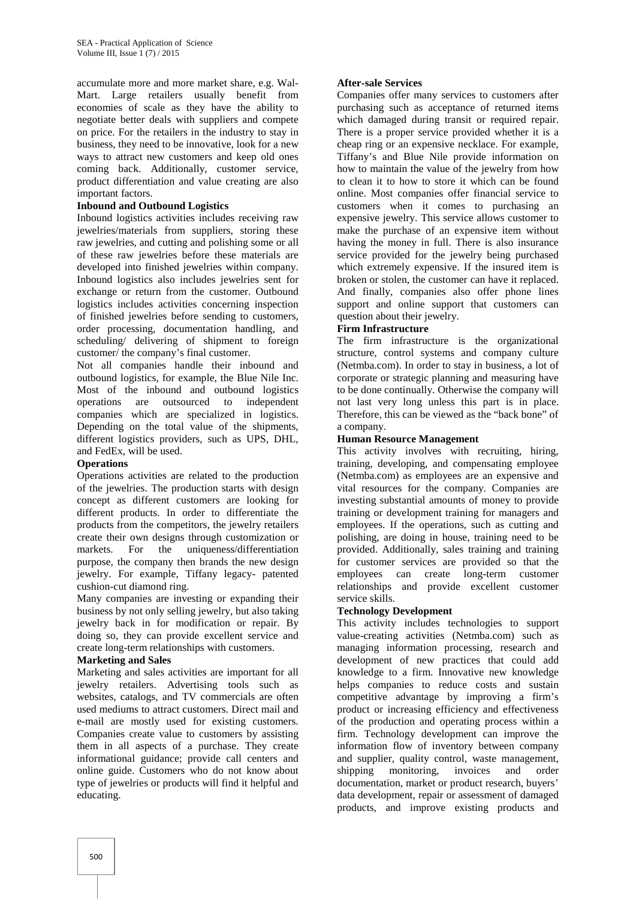accumulate more and more market share, e.g. Wal-Mart. Large retailers usually benefit from economies of scale as they have the ability to negotiate better deals with suppliers and compete on price. For the retailers in the industry to stay in business, they need to be innovative, look for a new ways to attract new customers and keep old ones coming back. Additionally, customer service, product differentiation and value creating are also important factors.

**Inbound and Outbound Logistics**

Inbound logistics activities includes receiving raw jewelries/materials from suppliers, storing these raw jewelries, and cutting and polishing some or all of these raw jewelries before these materials are developed into finished jewelries within company. Inbound logistics also includes jewelries sent for exchange or return from the customer. Outbound logistics includes activities concerning inspection of finished jewelries before sending to customers, order processing, documentation handling, and scheduling/ delivering of shipment to foreign customer/ the company's final customer.

Not all companies handle their inbound and outbound logistics, for example, the Blue Nile Inc. Most of the inbound and outbound logistics operations are outsourced to independent companies which are specialized in logistics. Depending on the total value of the shipments, different logistics providers, such as UPS, DHL, and FedEx, will be used.

**Operations**

Operations activities are related to the production of the jewelries. The production starts with design concept as different customers are looking for different products. In order to differentiate the products from the competitors, the jewelry retailers create their own designs through customization or markets. For the uniqueness/differentiation purpose, the company then brands the new design jewelry. For example, Tiffany legacy- patented cushion-cut diamond ring.

Many companies are investing or expanding their business by not only selling jewelry, but also taking jewelry back in for modification or repair. By doing so, they can provide excellent service and create long-term relationships with customers.

**Marketing and Sales**

Marketing and sales activities are important for all jewelry retailers. Advertising tools such as websites, catalogs, and TV commercials are often used mediums to attract customers. Direct mail and e-mail are mostly used for existing customers. Companies create value to customers by assisting them in all aspects of a purchase. They create informational guidance; provide call centers and online guide. Customers who do not know about type of jewelries or products will find it helpful and educating.

**After-sale Services**

Companies offer many services to customers after purchasing such as acceptance of returned items which damaged during transit or required repair. There is a proper service provided whether it is a cheap ring or an expensive necklace. For example, Tiffany's and Blue Nile provide information on how to maintain the value of the jewelry from how to clean it to how to store it which can be found online. Most companies offer financial service to customers when it comes to purchasing an expensive jewelry. This service allows customer to make the purchase of an expensive item without having the money in full. There is also insurance service provided for the jewelry being purchased which extremely expensive. If the insured item is broken or stolen, the customer can have it replaced. And finally, companies also offer phone lines support and online support that customers can question about their jewelry.

**Firm Infrastructure**

The firm infrastructure is the organizational structure, control systems and company culture (Netmba.com). In order to stay in business, a lot of corporate or strategic planning and measuring have to be done continually. Otherwise the company will not last very long unless this part is in place. Therefore, this can be viewed as the "back bone" of a company.

**Human Resource Management**

This activity involves with recruiting, hiring, training, developing, and compensating employee (Netmba.com) as employees are an expensive and vital resources for the company. Companies are investing substantial amounts of money to provide training or development training for managers and employees. If the operations, such as cutting and polishing, are doing in house, training need to be provided. Additionally, sales training and training for customer services are provided so that the employees can create long-term customer relationships and provide excellent customer service skills.

**Technology Development**

This activity includes technologies to support value-creating activities (Netmba.com) such as managing information processing, research and development of new practices that could add knowledge to a firm. Innovative new knowledge helps companies to reduce costs and sustain competitive advantage by improving a firm's product or increasing efficiency and effectiveness of the production and operating process within a firm. Technology development can improve the information flow of inventory between company and supplier, quality control, waste management, shipping monitoring, invoices and order documentation, market or product research, buyers' data development, repair or assessment of damaged products, and improve existing products and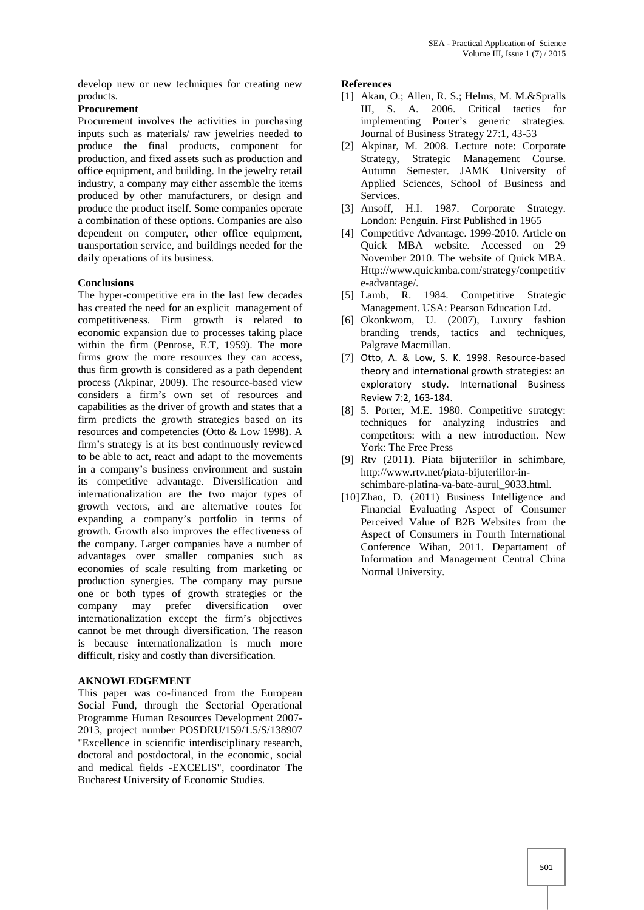develop new or new techniques for creating new products.

**Procurement**

Procurement involves the activities in purchasing inputs such as materials/ raw jewelries needed to produce the final products, component for production, and fixed assets such as production and office equipment, and building. In the jewelry retail industry, a company may either assemble the items produced by other manufacturers, or design and produce the product itself. Some companies operate a combination of these options. Companies are also dependent on computer, other office equipment, transportation service, and buildings needed for the daily operations of its business.

**Conclusions**

The hyper-competitive era in the last few decades has created the need for an explicit management of competitiveness. Firm growth is related to economic expansion due to processes taking place within the firm (Penrose, E.T, 1959). The more firms grow the more resources they can access, thus firm growth is considered as a path dependent process (Akpinar, 2009). The resource-based view considers a firm's own set of resources and capabilities as the driver of growth and states that a firm predicts the growth strategies based on its resources and competencies (Otto & Low 1998). A firm's strategy is at its best continuously reviewed to be able to act, react and adapt to the movements in a company's business environment and sustain its competitive advantage. Diversification and internationalization are the two major types of growth vectors, and are alternative routes for expanding a company's portfolio in terms of growth. Growth also improves the effectiveness of the company. Larger companies have a number of advantages over smaller companies such as economies of scale resulting from marketing or production synergies. The company may pursue one or both types of growth strategies or the company may prefer diversification over internationalization except the firm's objectives cannot be met through diversification. The reason is because internationalization is much more difficult, risky and costly than diversification.

**AKNOWLEDGEMENT**

This paper was co-financed from the European Social Fund, through the Sectorial Operational Programme Human Resources Development 2007-2013, project number POSDRU/159/1.5/S/138907 "Excellence in scientific interdisciplinary research, doctoral and postdoctoral, in the economic, social and medical fields -EXCELIS", coordinator The Bucharest University of Economic Studies.

**References**

[1] Akan, O.; Allen, R. S.; Helms, M. M.&Spralls III, S. A. 2006. Critical tactics for implementing Porter's generic strategies. Journal of Business Strategy 27:1, 43-53

[2] Akpinar, M. 2008. Lecture note: Corporate Strategy, Strategic Management Course. Autumn Semester. JAMK University of Applied Sciences, School of Business and Services.

[3] Ansoff, H.I. 1987. Corporate Strategy. London: Penguin. First Published in 1965

[4] Competitive Advantage. 1999-2010. Article on Quick MBA website. Accessed on 29 November 2010. The website of Quick MBA. Http://www.quickmba.com/strategy/competitive-advantage/.

[5] Lamb, R. 1984. Competitive Strategic Management. USA: Pearson Education Ltd.

[6] Okonkwom, U. (2007), Luxury fashion branding trends, tactics and techniques, Palgrave Macmillan.

[7] Otto, A. & Low, S. K. 1998. Resource-based theory and international growth strategies: an exploratory study. International Business Review 7:2, 163-184.

[8] 5. Porter, M.E. 1980. Competitive strategy: techniques for analyzing industries and competitors: with a new introduction. New York: The Free Press

[9] Rtv (2011). Piata bijuteriilor in schimbare, http://www.rtv.net/piata-bijuteriilor-in-schimbare-platina-va-bate-aurul_9033.html.

[10] Zhao, D. (2011) Business Intelligence and Financial Evaluating Aspect of Consumer Perceived Value of B2B Websites from the Aspect of Consumers in Fourth International Conference Wihan, 2011. Departament of Information and Management Central China Normal University.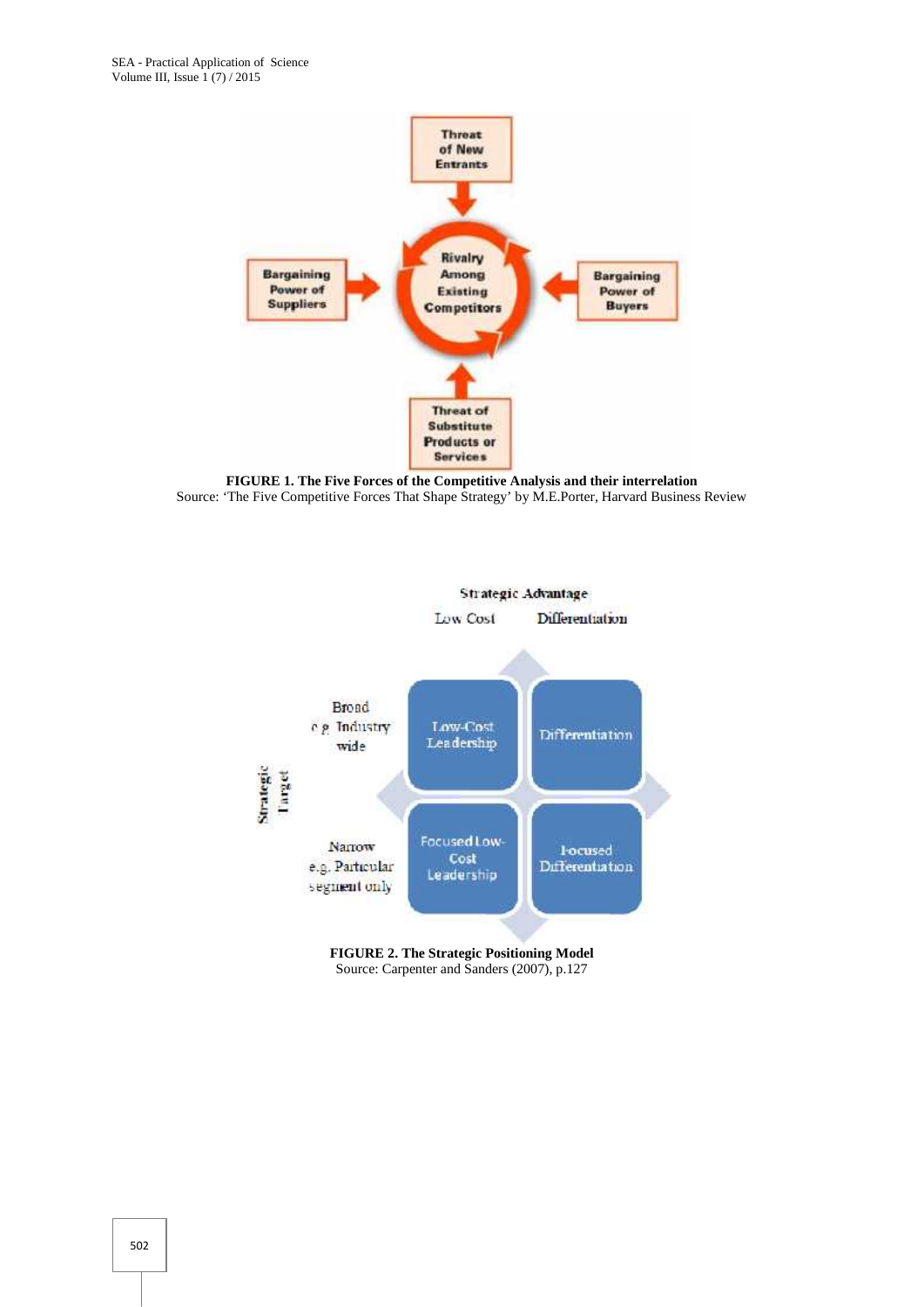Threat of New Entrants

Bargaining Power of Suppliers

Rivalry Among Existing Competitors

Bargaining Power of Buyers

Threat of Substitute Products or Services

**FIGURE 1. The Five Forces of the Competitive Analysis and their interrelation**
Source: 'The Five Competitive Forces That Shape Strategy' by M.E.Porter, Harvard Business Review

Strategic Advantage

Low Cost

Differentiation

Strategic Target

Broad e.g. Industry wide

Narrow e.g. Particular segment only

Low-Cost Leadership

Differentiation

Focused Low-Cost Leadership

Focused Differentiation

**FIGURE 2. The Strategic Positioning Model**
Source: Carpenter and Sanders (2007), p.127